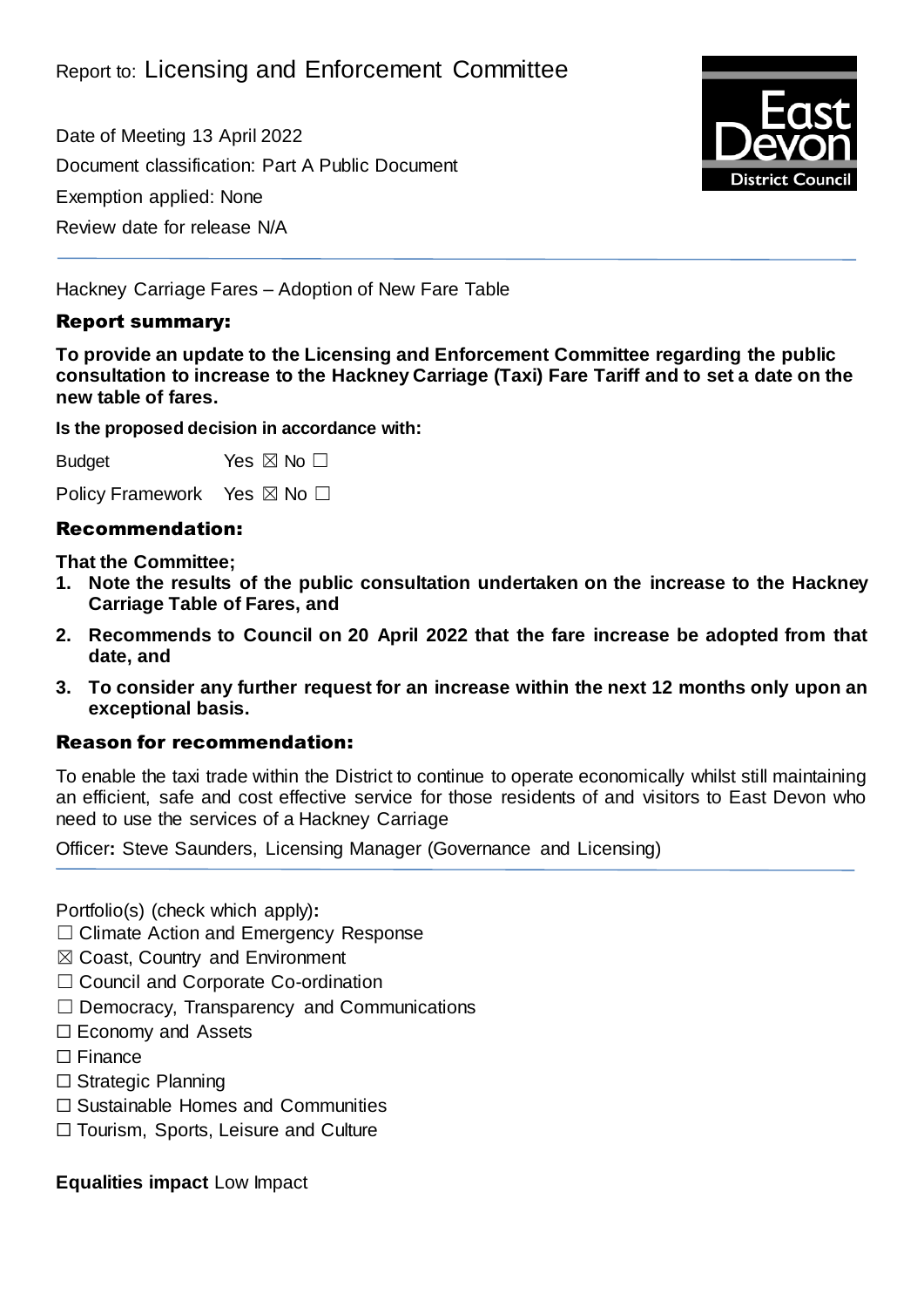Report to: Licensing and Enforcement Committee

Date of Meeting 13 April 2022

Document classification: Part A Public Document

Exemption applied: None

Review date for release N/A

---

Hackney Carriage Fares – Adoption of New Fare Table

## Report summary:

**To provide an update to the Licensing and Enforcement Committee regarding the public consultation to increase to the Hackney Carriage (Taxi) Fare Tariff and to set a date on the new table of fares.**

**Is the proposed decision in accordance with:**

Budget Yes ☒ No ☐

Policy Framework Yes ☒ No ☐

## Recommendation:

**That the Committee;**

1. **Note the results of the public consultation undertaken on the increase to the Hackney Carriage Table of Fares, and**
2. **Recommends to Council on 20 April 2022 that the fare increase be adopted from that date, and**
3. **To consider any further request for an increase within the next 12 months only upon an exceptional basis.**

## Reason for recommendation:

To enable the taxi trade within the District to continue to operate economically whilst still maintaining an efficient, safe and cost effective service for those residents of and visitors to East Devon who need to use the services of a Hackney Carriage

Officer**:** Steve Saunders, Licensing Manager (Governance and Licensing)

---

Portfolio(s) (check which apply)**:**

☐ Climate Action and Emergency Response
☒ Coast, Country and Environment
☐ Council and Corporate Co-ordination
☐ Democracy, Transparency and Communications
☐ Economy and Assets
☐ Finance
☐ Strategic Planning
☐ Sustainable Homes and Communities
☐ Tourism, Sports, Leisure and Culture

**Equalities impact** Low Impact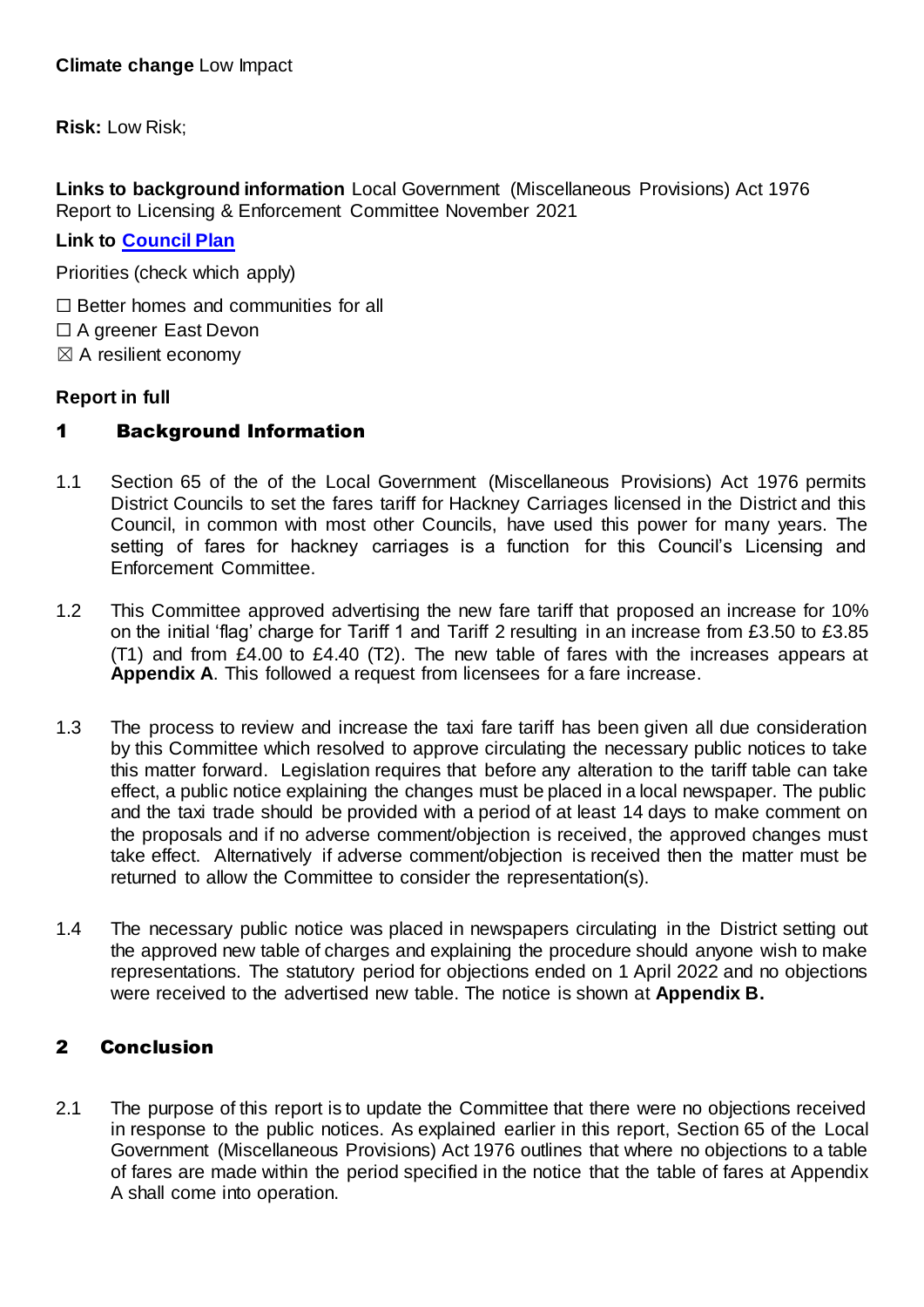**Climate change** Low Impact

**Risk:** Low Risk;

**Links to background information** Local Government (Miscellaneous Provisions) Act 1976 Report to Licensing & Enforcement Committee November 2021

**Link to [Council Plan](Council Plan)**

Priorities (check which apply)

☐ Better homes and communities for all
☐ A greener East Devon
☒ A resilient economy

**Report in full**

## 1 Background Information

1.1 Section 65 of the of the Local Government (Miscellaneous Provisions) Act 1976 permits District Councils to set the fares tariff for Hackney Carriages licensed in the District and this Council, in common with most other Councils, have used this power for many years. The setting of fares for hackney carriages is a function for this Council's Licensing and Enforcement Committee.

1.2 This Committee approved advertising the new fare tariff that proposed an increase for 10% on the initial 'flag' charge for Tariff 1 and Tariff 2 resulting in an increase from £3.50 to £3.85 (T1) and from £4.00 to £4.40 (T2). The new table of fares with the increases appears at **Appendix A**. This followed a request from licensees for a fare increase.

1.3 The process to review and increase the taxi fare tariff has been given all due consideration by this Committee which resolved to approve circulating the necessary public notices to take this matter forward. Legislation requires that before any alteration to the tariff table can take effect, a public notice explaining the changes must be placed in a local newspaper. The public and the taxi trade should be provided with a period of at least 14 days to make comment on the proposals and if no adverse comment/objection is received, the approved changes must take effect. Alternatively if adverse comment/objection is received then the matter must be returned to allow the Committee to consider the representation(s).

1.4 The necessary public notice was placed in newspapers circulating in the District setting out the approved new table of charges and explaining the procedure should anyone wish to make representations. The statutory period for objections ended on 1 April 2022 and no objections were received to the advertised new table. The notice is shown at **Appendix B.**

## 2 Conclusion

2.1 The purpose of this report is to update the Committee that there were no objections received in response to the public notices. As explained earlier in this report, Section 65 of the Local Government (Miscellaneous Provisions) Act 1976 outlines that where no objections to a table of fares are made within the period specified in the notice that the table of fares at Appendix A shall come into operation.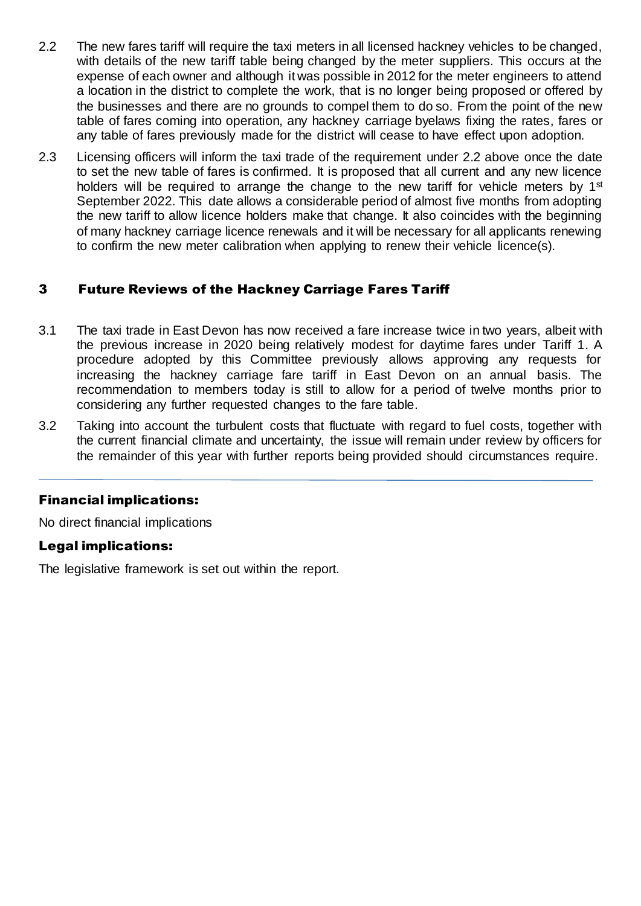2.2 The new fares tariff will require the taxi meters in all licensed hackney vehicles to be changed, with details of the new tariff table being changed by the meter suppliers. This occurs at the expense of each owner and although it was possible in 2012 for the meter engineers to attend a location in the district to complete the work, that is no longer being proposed or offered by the businesses and there are no grounds to compel them to do so. From the point of the new table of fares coming into operation, any hackney carriage byelaws fixing the rates, fares or any table of fares previously made for the district will cease to have effect upon adoption.

2.3 Licensing officers will inform the taxi trade of the requirement under 2.2 above once the date to set the new table of fares is confirmed. It is proposed that all current and any new licence holders will be required to arrange the change to the new tariff for vehicle meters by 1st September 2022. This date allows a considerable period of almost five months from adopting the new tariff to allow licence holders make that change. It also coincides with the beginning of many hackney carriage licence renewals and it will be necessary for all applicants renewing to confirm the new meter calibration when applying to renew their vehicle licence(s).

## 3 Future Reviews of the Hackney Carriage Fares Tariff

3.1 The taxi trade in East Devon has now received a fare increase twice in two years, albeit with the previous increase in 2020 being relatively modest for daytime fares under Tariff 1. A procedure adopted by this Committee previously allows approving any requests for increasing the hackney carriage fare tariff in East Devon on an annual basis. The recommendation to members today is still to allow for a period of twelve months prior to considering any further requested changes to the fare table.

3.2 Taking into account the turbulent costs that fluctuate with regard to fuel costs, together with the current financial climate and uncertainty, the issue will remain under review by officers for the remainder of this year with further reports being provided should circumstances require.

---

### Financial implications:

No direct financial implications

### Legal implications:

The legislative framework is set out within the report.